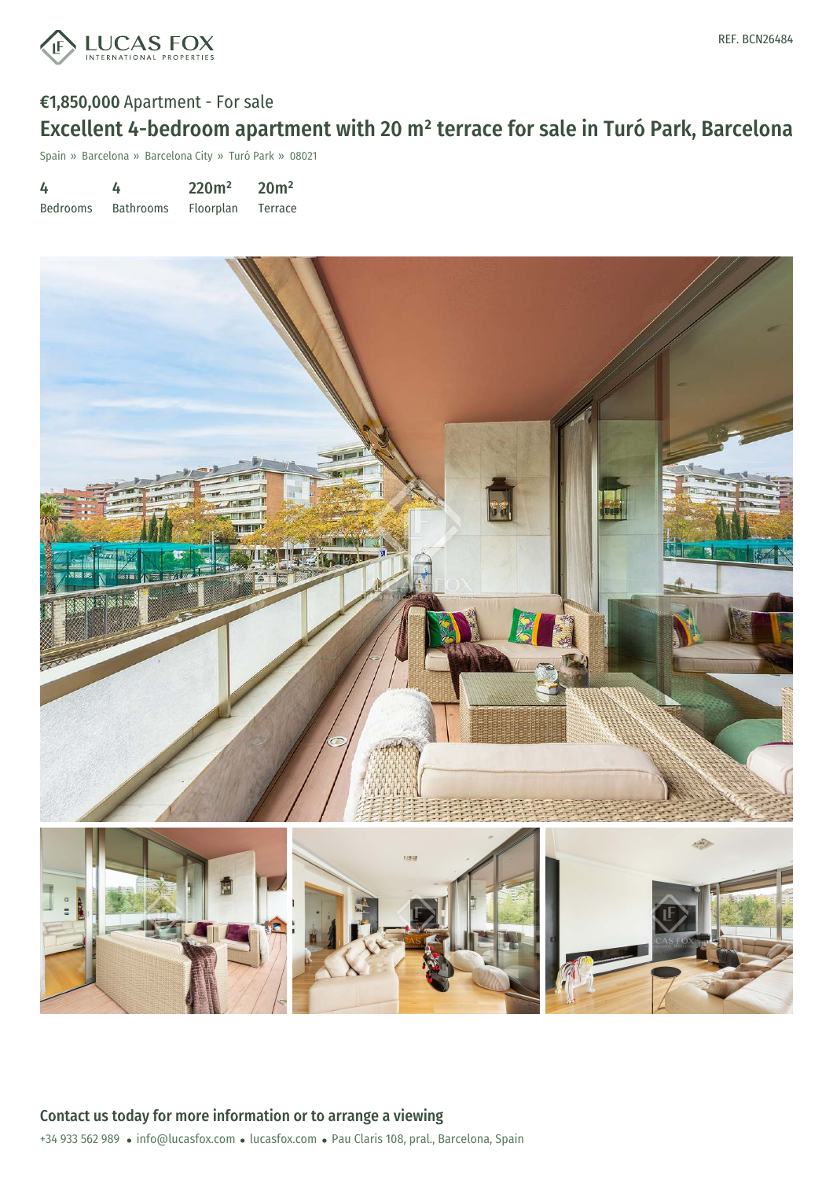LUCAS FOX
INTERNATIONAL PROPERTIES

REF. BCN26484

€1,850,000 Apartment - For sale

# Excellent 4-bedroom apartment with 20 m² terrace for sale in Turó Park, Barcelona

Spain » Barcelona » Barcelona City » Turó Park » 08021

| 4 | 4 | 220m² | 20m² |
|---|---|---|---|
| Bedrooms | Bathrooms | Floorplan | Terrace |

## Contact us today for more information or to arrange a viewing

+34 933 562 989 • info@lucasfox.com • lucasfox.com • Pau Claris 108, pral., Barcelona, Spain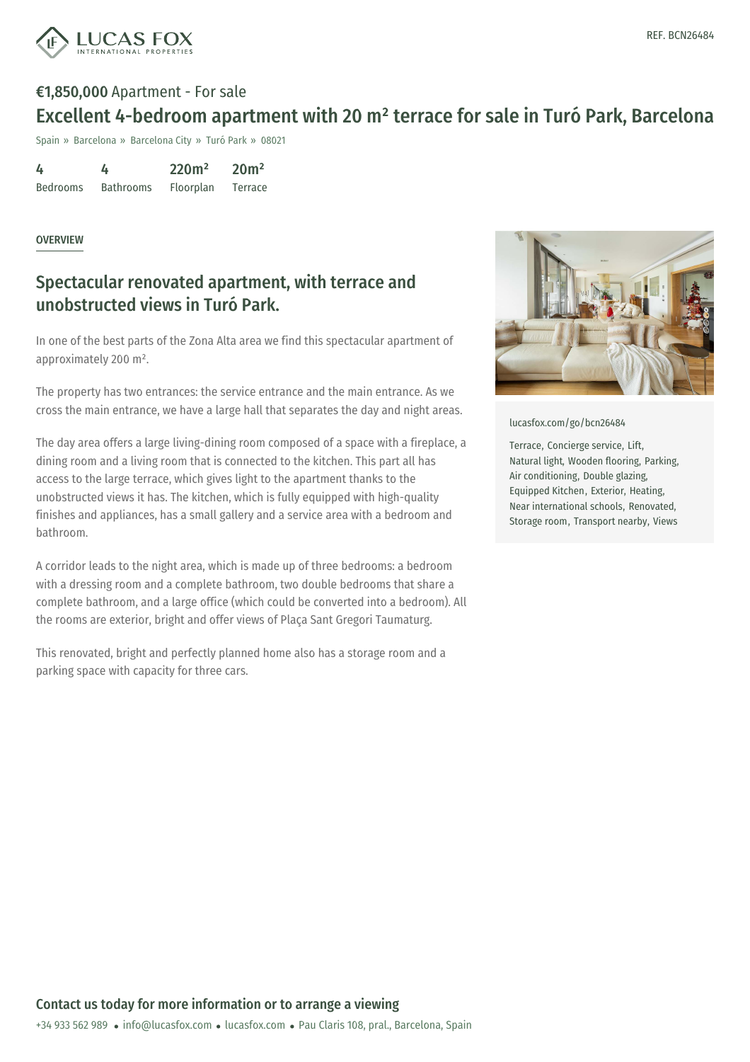REF. BCN26484

**€1,850,000** Apartment - For sale

# Excellent 4-bedroom apartment with 20 m² terrace for sale in Turó Park, Barcelona

Spain » Barcelona » Barcelona City » Turó Park » 08021

| 4 | 4 | 220m² | 20m² |
|---|---|---|---|
| Bedrooms | Bathrooms | Floorplan | Terrace |

## OVERVIEW

## Spectacular renovated apartment, with terrace and unobstructed views in Turó Park.

In one of the best parts of the Zona Alta area we find this spectacular apartment of approximately 200 m².

The property has two entrances: the service entrance and the main entrance. As we cross the main entrance, we have a large hall that separates the day and night areas.

The day area offers a large living-dining room composed of a space with a fireplace, a dining room and a living room that is connected to the kitchen. This part all has access to the large terrace, which gives light to the apartment thanks to the unobstructed views it has. The kitchen, which is fully equipped with high-quality finishes and appliances, has a small gallery and a service area with a bedroom and bathroom.

A corridor leads to the night area, which is made up of three bedrooms: a bedroom with a dressing room and a complete bathroom, two double bedrooms that share a complete bathroom, and a large office (which could be converted into a bedroom). All the rooms are exterior, bright and offer views of Plaça Sant Gregori Taumaturg.

This renovated, bright and perfectly planned home also has a storage room and a parking space with capacity for three cars.

lucasfox.com/go/bcn26484

Terrace, Concierge service, Lift, Natural light, Wooden flooring, Parking, Air conditioning, Double glazing, Equipped Kitchen, Exterior, Heating, Near international schools, Renovated, Storage room, Transport nearby, Views

## Contact us today for more information or to arrange a viewing

+34 933 562 989 • info@lucasfox.com • lucasfox.com • Pau Claris 108, pral., Barcelona, Spain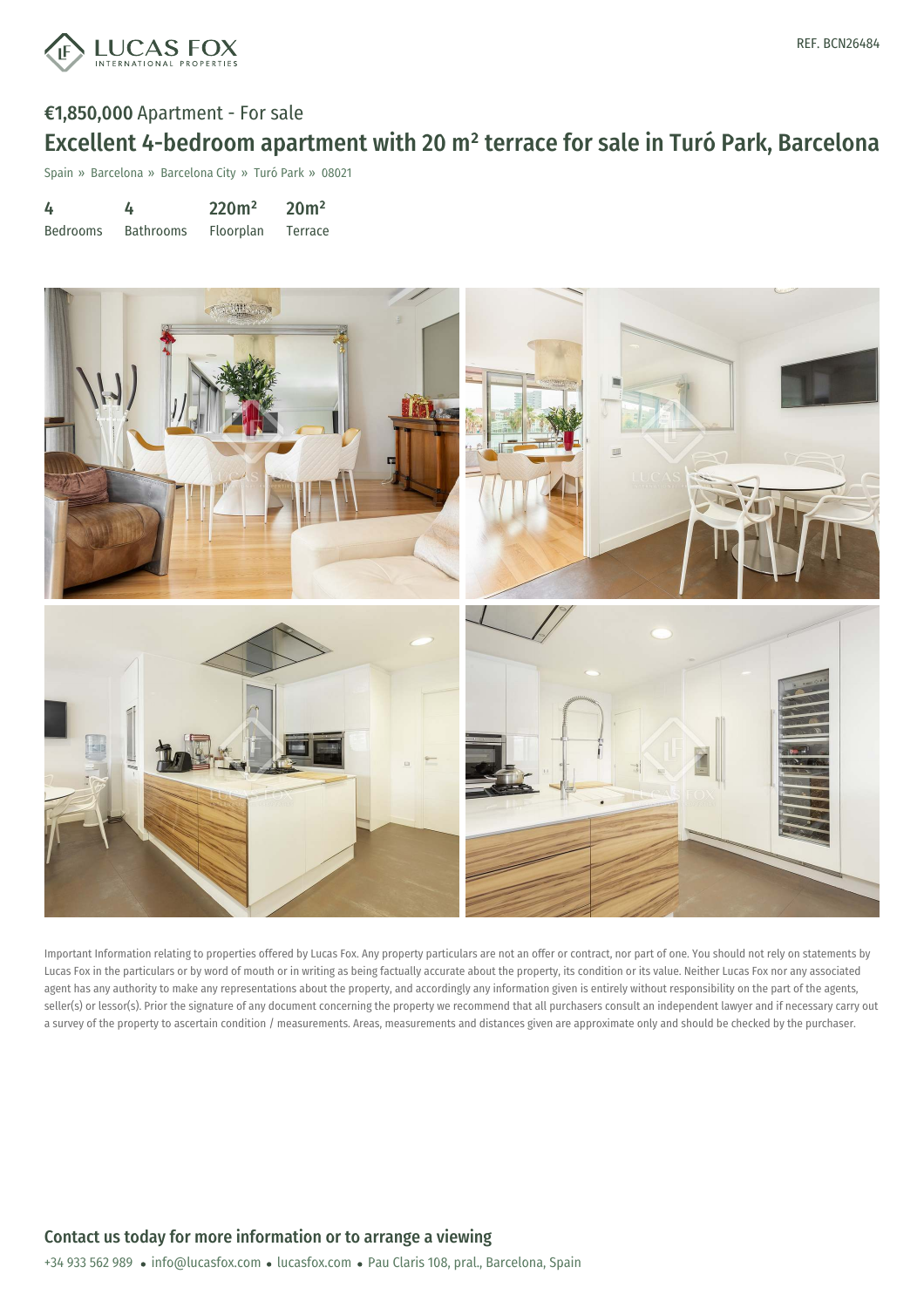REF. BCN26484

**€1,850,000** Apartment - For sale

# Excellent 4-bedroom apartment with 20 m² terrace for sale in Turó Park, Barcelona

Spain » Barcelona » Barcelona City » Turó Park » 08021

| 4 | 4 | 220m² | 20m² |
|---|---|---|---|
| Bedrooms | Bathrooms | Floorplan | Terrace |

Important Information relating to properties offered by Lucas Fox. Any property particulars are not an offer or contract, nor part of one. You should not rely on statements by Lucas Fox in the particulars or by word of mouth or in writing as being factually accurate about the property, its condition or its value. Neither Lucas Fox nor any associated agent has any authority to make any representations about the property, and accordingly any information given is entirely without responsibility on the part of the agents, seller(s) or lessor(s). Prior the signature of any document concerning the property we recommend that all purchasers consult an independent lawyer and if necessary carry out a survey of the property to ascertain condition / measurements. Areas, measurements and distances given are approximate only and should be checked by the purchaser.

## Contact us today for more information or to arrange a viewing

+34 933 562 989 • info@lucasfox.com • lucasfox.com • Pau Claris 108, pral., Barcelona, Spain